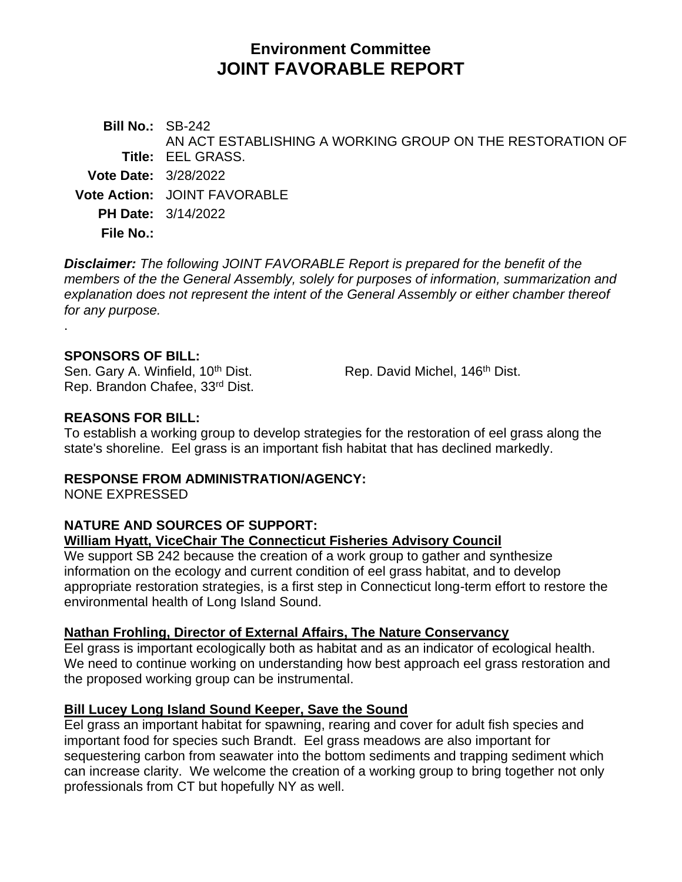# Environment Committee
# JOINT FAVORABLE REPORT

**Bill No.:** SB-242

**Title:** AN ACT ESTABLISHING A WORKING GROUP ON THE RESTORATION OF EEL GRASS.

**Vote Date:** 3/28/2022

**Vote Action:** JOINT FAVORABLE

**PH Date:** 3/14/2022

**File No.:**

***Disclaimer:*** *The following JOINT FAVORABLE Report is prepared for the benefit of the members of the the General Assembly, solely for purposes of information, summarization and explanation does not represent the intent of the General Assembly or either chamber thereof for any purpose.*

.

**SPONSORS OF BILL:**

Sen. Gary A. Winfield, 10th Dist.
Rep. David Michel, 146th Dist.
Rep. Brandon Chafee, 33rd Dist.

**REASONS FOR BILL:**

To establish a working group to develop strategies for the restoration of eel grass along the state's shoreline. Eel grass is an important fish habitat that has declined markedly.

**RESPONSE FROM ADMINISTRATION/AGENCY:**

NONE EXPRESSED

**NATURE AND SOURCES OF SUPPORT:**

**William Hyatt, ViceChair The Connecticut Fisheries Advisory Council**

We support SB 242 because the creation of a work group to gather and synthesize information on the ecology and current condition of eel grass habitat, and to develop appropriate restoration strategies, is a first step in Connecticut long-term effort to restore the environmental health of Long Island Sound.

**Nathan Frohling, Director of External Affairs, The Nature Conservancy**

Eel grass is important ecologically both as habitat and as an indicator of ecological health. We need to continue working on understanding how best approach eel grass restoration and the proposed working group can be instrumental.

**Bill Lucey Long Island Sound Keeper, Save the Sound**

Eel grass an important habitat for spawning, rearing and cover for adult fish species and important food for species such Brandt. Eel grass meadows are also important for sequestering carbon from seawater into the bottom sediments and trapping sediment which can increase clarity. We welcome the creation of a working group to bring together not only professionals from CT but hopefully NY as well.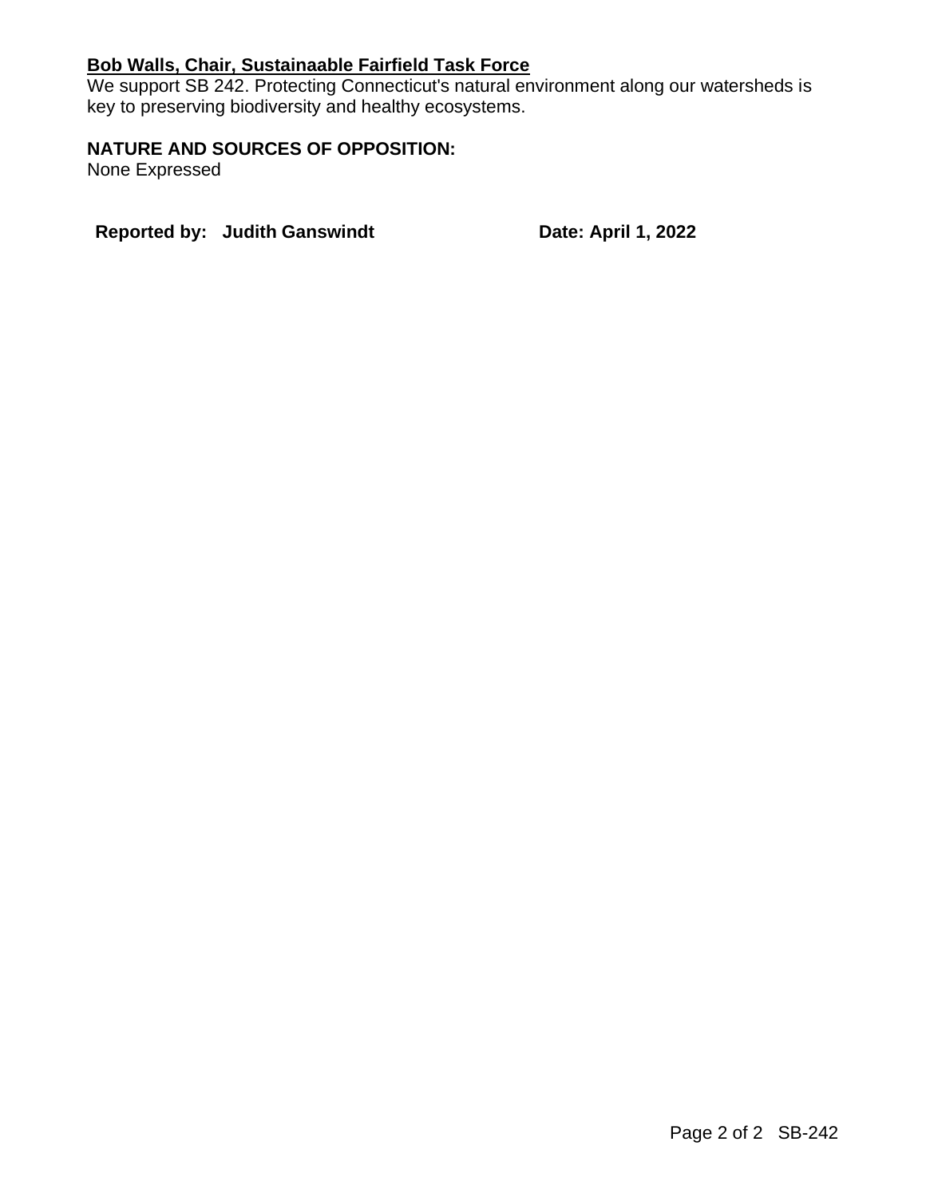**<u>Bob Walls, Chair, Sustainaable Fairfield Task Force</u>**
We support SB 242. Protecting Connecticut's natural environment along our watersheds is key to preserving biodiversity and healthy ecosystems.

**NATURE AND SOURCES OF OPPOSITION:**
None Expressed

**Reported by: Judith Ganswindt** **Date: April 1, 2022**